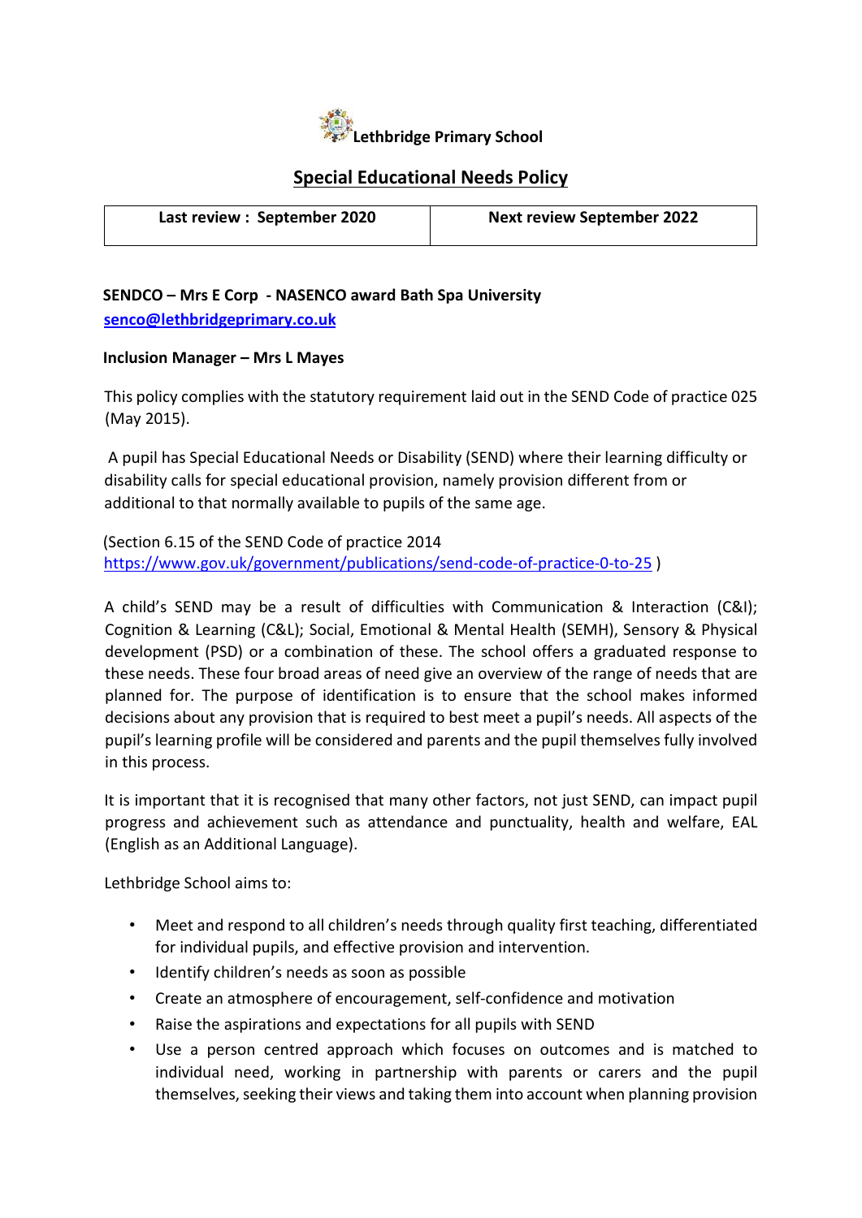**Lethbridge Primary School**

## Special Educational Needs Policy

| Last review : September 2020 | Next review September 2022 |
|---|---|

**SENDCO – Mrs E Corp - NASENCO award Bath Spa University**
**senco@lethbridgeprimary.co.uk**

**Inclusion Manager – Mrs L Mayes**

This policy complies with the statutory requirement laid out in the SEND Code of practice 025 (May 2015).

A pupil has Special Educational Needs or Disability (SEND) where their learning difficulty or disability calls for special educational provision, namely provision different from or additional to that normally available to pupils of the same age.

(Section 6.15 of the SEND Code of practice 2014 https://www.gov.uk/government/publications/send-code-of-practice-0-to-25 )

A child's SEND may be a result of difficulties with Communication & Interaction (C&I); Cognition & Learning (C&L); Social, Emotional & Mental Health (SEMH), Sensory & Physical development (PSD) or a combination of these. The school offers a graduated response to these needs. These four broad areas of need give an overview of the range of needs that are planned for. The purpose of identification is to ensure that the school makes informed decisions about any provision that is required to best meet a pupil's needs. All aspects of the pupil's learning profile will be considered and parents and the pupil themselves fully involved in this process.

It is important that it is recognised that many other factors, not just SEND, can impact pupil progress and achievement such as attendance and punctuality, health and welfare, EAL (English as an Additional Language).

Lethbridge School aims to:

- Meet and respond to all children's needs through quality first teaching, differentiated for individual pupils, and effective provision and intervention.
- Identify children's needs as soon as possible
- Create an atmosphere of encouragement, self-confidence and motivation
- Raise the aspirations and expectations for all pupils with SEND
- Use a person centred approach which focuses on outcomes and is matched to individual need, working in partnership with parents or carers and the pupil themselves, seeking their views and taking them into account when planning provision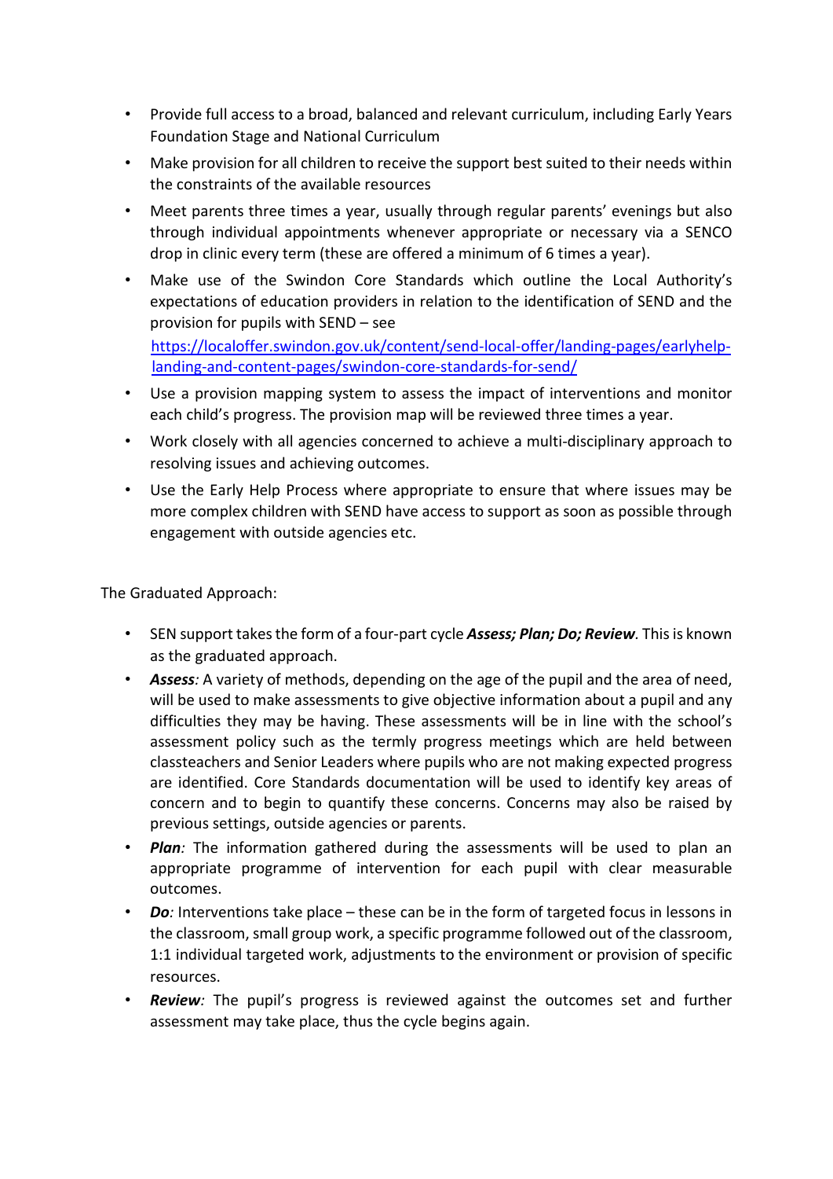- Provide full access to a broad, balanced and relevant curriculum, including Early Years Foundation Stage and National Curriculum
- Make provision for all children to receive the support best suited to their needs within the constraints of the available resources
- Meet parents three times a year, usually through regular parents' evenings but also through individual appointments whenever appropriate or necessary via a SENCO drop in clinic every term (these are offered a minimum of 6 times a year).
- Make use of the Swindon Core Standards which outline the Local Authority's expectations of education providers in relation to the identification of SEND and the provision for pupils with SEND – see https://localoffer.swindon.gov.uk/content/send-local-offer/landing-pages/earlyhelp-landing-and-content-pages/swindon-core-standards-for-send/
- Use a provision mapping system to assess the impact of interventions and monitor each child's progress. The provision map will be reviewed three times a year.
- Work closely with all agencies concerned to achieve a multi-disciplinary approach to resolving issues and achieving outcomes.
- Use the Early Help Process where appropriate to ensure that where issues may be more complex children with SEND have access to support as soon as possible through engagement with outside agencies etc.

The Graduated Approach:

- SEN support takes the form of a four-part cycle ***Assess; Plan; Do; Review***. This is known as the graduated approach.
- ***Assess****:* A variety of methods, depending on the age of the pupil and the area of need, will be used to make assessments to give objective information about a pupil and any difficulties they may be having. These assessments will be in line with the school's assessment policy such as the termly progress meetings which are held between classteachers and Senior Leaders where pupils who are not making expected progress are identified. Core Standards documentation will be used to identify key areas of concern and to begin to quantify these concerns. Concerns may also be raised by previous settings, outside agencies or parents.
- ***Plan****:* The information gathered during the assessments will be used to plan an appropriate programme of intervention for each pupil with clear measurable outcomes.
- ***Do****:* Interventions take place – these can be in the form of targeted focus in lessons in the classroom, small group work, a specific programme followed out of the classroom, 1:1 individual targeted work, adjustments to the environment or provision of specific resources.
- ***Review****:* The pupil's progress is reviewed against the outcomes set and further assessment may take place, thus the cycle begins again.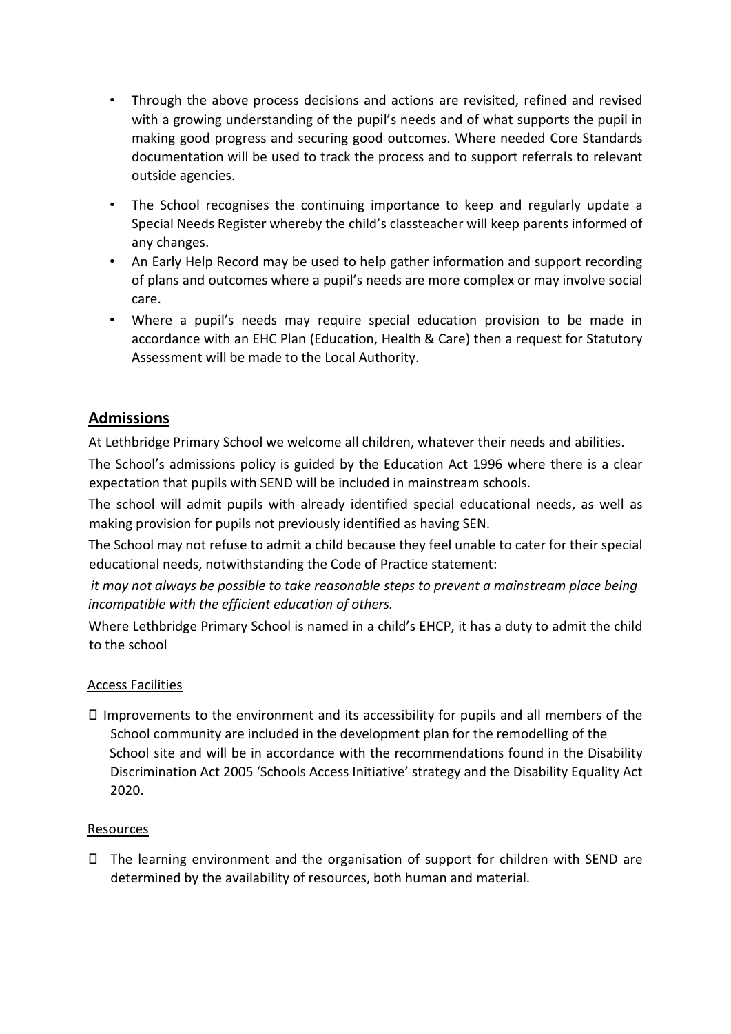- Through the above process decisions and actions are revisited, refined and revised with a growing understanding of the pupil's needs and of what supports the pupil in making good progress and securing good outcomes. Where needed Core Standards documentation will be used to track the process and to support referrals to relevant outside agencies.
- The School recognises the continuing importance to keep and regularly update a Special Needs Register whereby the child's classteacher will keep parents informed of any changes.
- An Early Help Record may be used to help gather information and support recording of plans and outcomes where a pupil's needs are more complex or may involve social care.
- Where a pupil's needs may require special education provision to be made in accordance with an EHC Plan (Education, Health & Care) then a request for Statutory Assessment will be made to the Local Authority.

## Admissions

At Lethbridge Primary School we welcome all children, whatever their needs and abilities.

The School's admissions policy is guided by the Education Act 1996 where there is a clear expectation that pupils with SEND will be included in mainstream schools.

The school will admit pupils with already identified special educational needs, as well as making provision for pupils not previously identified as having SEN.

The School may not refuse to admit a child because they feel unable to cater for their special educational needs, notwithstanding the Code of Practice statement:

*it may not always be possible to take reasonable steps to prevent a mainstream place being incompatible with the efficient education of others.*

Where Lethbridge Primary School is named in a child's EHCP, it has a duty to admit the child to the school

### Access Facilities

- Improvements to the environment and its accessibility for pupils and all members of the School community are included in the development plan for the remodelling of the School site and will be in accordance with the recommendations found in the Disability Discrimination Act 2005 'Schools Access Initiative' strategy and the Disability Equality Act 2020.

### Resources

- The learning environment and the organisation of support for children with SEND are determined by the availability of resources, both human and material.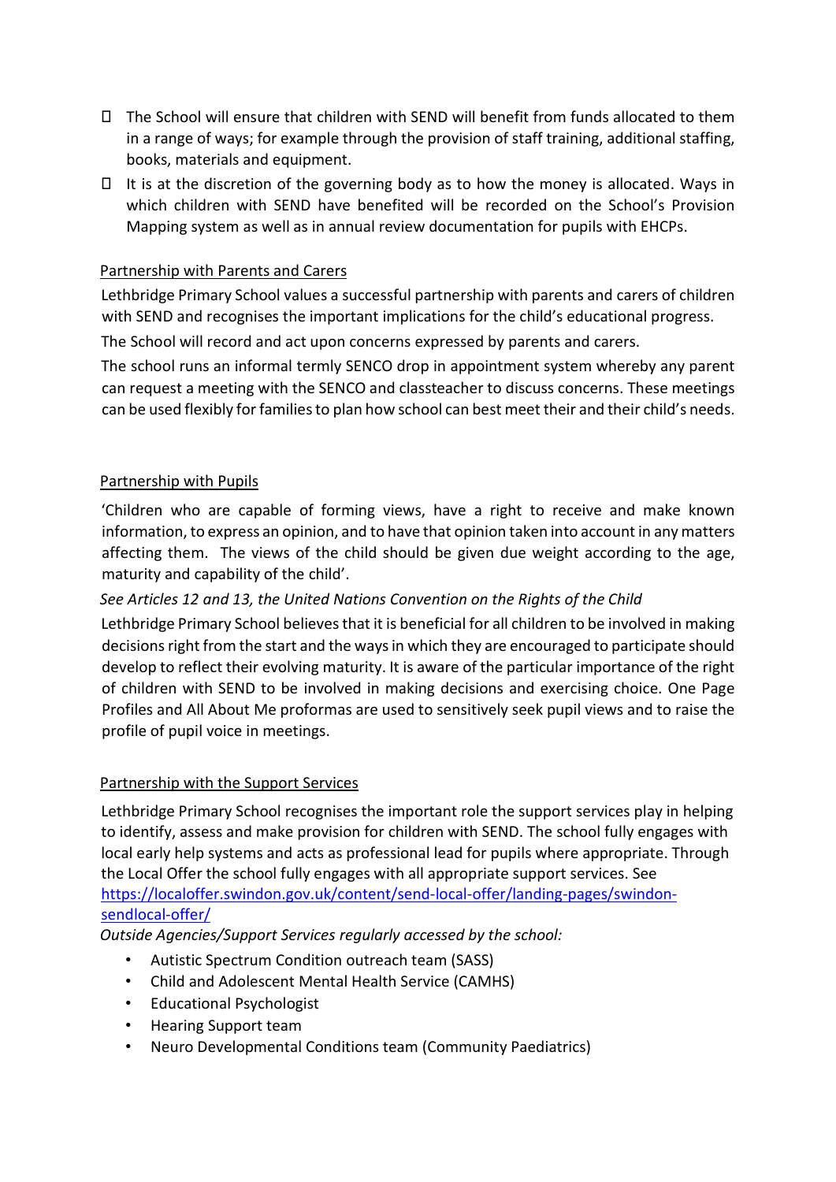- The School will ensure that children with SEND will benefit from funds allocated to them in a range of ways; for example through the provision of staff training, additional staffing, books, materials and equipment.
- It is at the discretion of the governing body as to how the money is allocated. Ways in which children with SEND have benefited will be recorded on the School's Provision Mapping system as well as in annual review documentation for pupils with EHCPs.

<u>Partnership with Parents and Carers</u>

Lethbridge Primary School values a successful partnership with parents and carers of children with SEND and recognises the important implications for the child's educational progress.

The School will record and act upon concerns expressed by parents and carers.

The school runs an informal termly SENCO drop in appointment system whereby any parent can request a meeting with the SENCO and classteacher to discuss concerns. These meetings can be used flexibly for families to plan how school can best meet their and their child's needs.

<u>Partnership with Pupils</u>

'Children who are capable of forming views, have a right to receive and make known information, to express an opinion, and to have that opinion taken into account in any matters affecting them. The views of the child should be given due weight according to the age, maturity and capability of the child'.

*See Articles 12 and 13, the United Nations Convention on the Rights of the Child*

Lethbridge Primary School believes that it is beneficial for all children to be involved in making decisions right from the start and the ways in which they are encouraged to participate should develop to reflect their evolving maturity. It is aware of the particular importance of the right of children with SEND to be involved in making decisions and exercising choice. One Page Profiles and All About Me proformas are used to sensitively seek pupil views and to raise the profile of pupil voice in meetings.

<u>Partnership with the Support Services</u>

Lethbridge Primary School recognises the important role the support services play in helping to identify, assess and make provision for children with SEND. The school fully engages with local early help systems and acts as professional lead for pupils where appropriate. Through the Local Offer the school fully engages with all appropriate support services. See [https://localoffer.swindon.gov.uk/content/send-local-offer/landing-pages/swindon-sendlocal-offer/](https://localoffer.swindon.gov.uk/content/send-local-offer/landing-pages/swindon-sendlocal-offer/)

*Outside Agencies/Support Services regularly accessed by the school:*

- Autistic Spectrum Condition outreach team (SASS)
- Child and Adolescent Mental Health Service (CAMHS)
- Educational Psychologist
- Hearing Support team
- Neuro Developmental Conditions team (Community Paediatrics)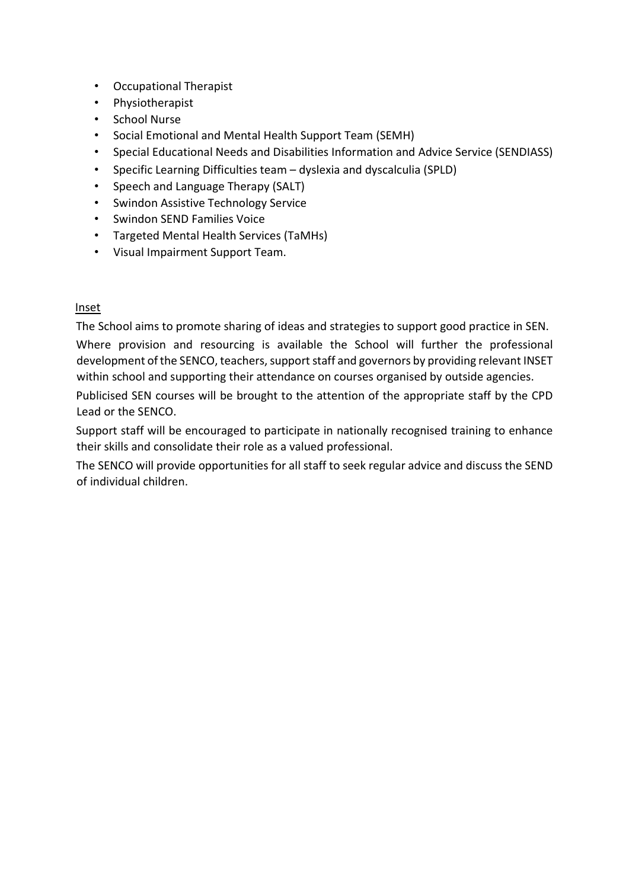- Occupational Therapist
- Physiotherapist
- School Nurse
- Social Emotional and Mental Health Support Team (SEMH)
- Special Educational Needs and Disabilities Information and Advice Service (SENDIASS)
- Specific Learning Difficulties team – dyslexia and dyscalculia (SPLD)
- Speech and Language Therapy (SALT)
- Swindon Assistive Technology Service
- Swindon SEND Families Voice
- Targeted Mental Health Services (TaMHs)
- Visual Impairment Support Team.

## Inset

The School aims to promote sharing of ideas and strategies to support good practice in SEN.

Where provision and resourcing is available the School will further the professional development of the SENCO, teachers, support staff and governors by providing relevant INSET within school and supporting their attendance on courses organised by outside agencies.

Publicised SEN courses will be brought to the attention of the appropriate staff by the CPD Lead or the SENCO.

Support staff will be encouraged to participate in nationally recognised training to enhance their skills and consolidate their role as a valued professional.

The SENCO will provide opportunities for all staff to seek regular advice and discuss the SEND of individual children.